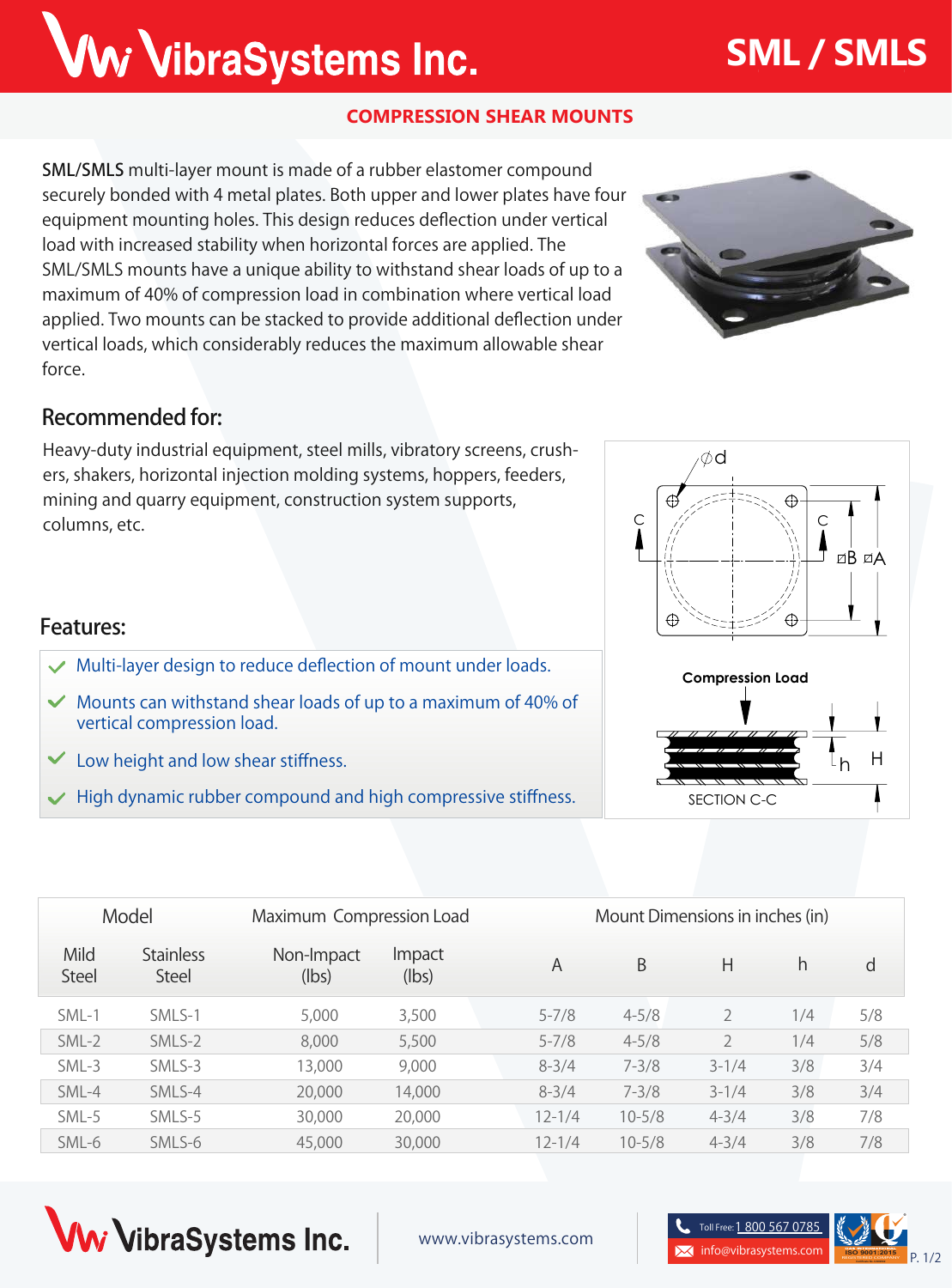# VibraSystems Inc.

## SML / SMLS

### COMPRESSION SHEAR MOUNTS

**SML/SMLS** multi-layer mount is made of a rubber elastomer compound securely bonded with 4 metal plates. Both upper and lower plates have four equipment mounting holes. This design reduces deflection under vertical load with increased stability when horizontal forces are applied. The SML/SMLS mounts have a unique ability to withstand shear loads of up to a maximum of 40% of compression load in combination where vertical load applied. Two mounts can be stacked to provide additional deflection under vertical loads, which considerably reduces the maximum allowable shear force.

## Recommended for:

Heavy-duty industrial equipment, steel mills, vibratory screens, crushers, shakers, horizontal injection molding systems, hoppers, feeders, mining and quarry equipment, construction system supports, columns, etc.

## Features:

- Multi-layer design to reduce deflection of mount under loads.
- Mounts can withstand shear loads of up to a maximum of 40% of vertical compression load.
- Low height and low shear stiffness.
- High dynamic rubber compound and high compressive stiffness.

ϕd

C C

⊠B ⊠A

Compression Load

h H

SECTION C-C

| Model | | Maximum Compression Load | | Mount Dimensions in inches (in) | | | | |
|---|---|---|---|---|---|---|---|---|
| Mild Steel | Stainless Steel | Non-Impact (lbs) | Impact (lbs) | A | B | H | h | d |
| SML-1 | SMLS-1 | 5,000 | 3,500 | 5-7/8 | 4-5/8 | 2 | 1/4 | 5/8 |
| SML-2 | SMLS-2 | 8,000 | 5,500 | 5-7/8 | 4-5/8 | 2 | 1/4 | 5/8 |
| SML-3 | SMLS-3 | 13,000 | 9,000 | 8-3/4 | 7-3/8 | 3-1/4 | 3/8 | 3/4 |
| SML-4 | SMLS-4 | 20,000 | 14,000 | 8-3/4 | 7-3/8 | 3-1/4 | 3/8 | 3/4 |
| SML-5 | SMLS-5 | 30,000 | 20,000 | 12-1/4 | 10-5/8 | 4-3/4 | 3/8 | 7/8 |
| SML-6 | SMLS-6 | 45,000 | 30,000 | 12-1/4 | 10-5/8 | 4-3/4 | 3/8 | 7/8 |

VibraSystems Inc. www.vibrasystems.com Toll Free: 1 800 567 0785 info@vibrasystems.com ISO 9001:2015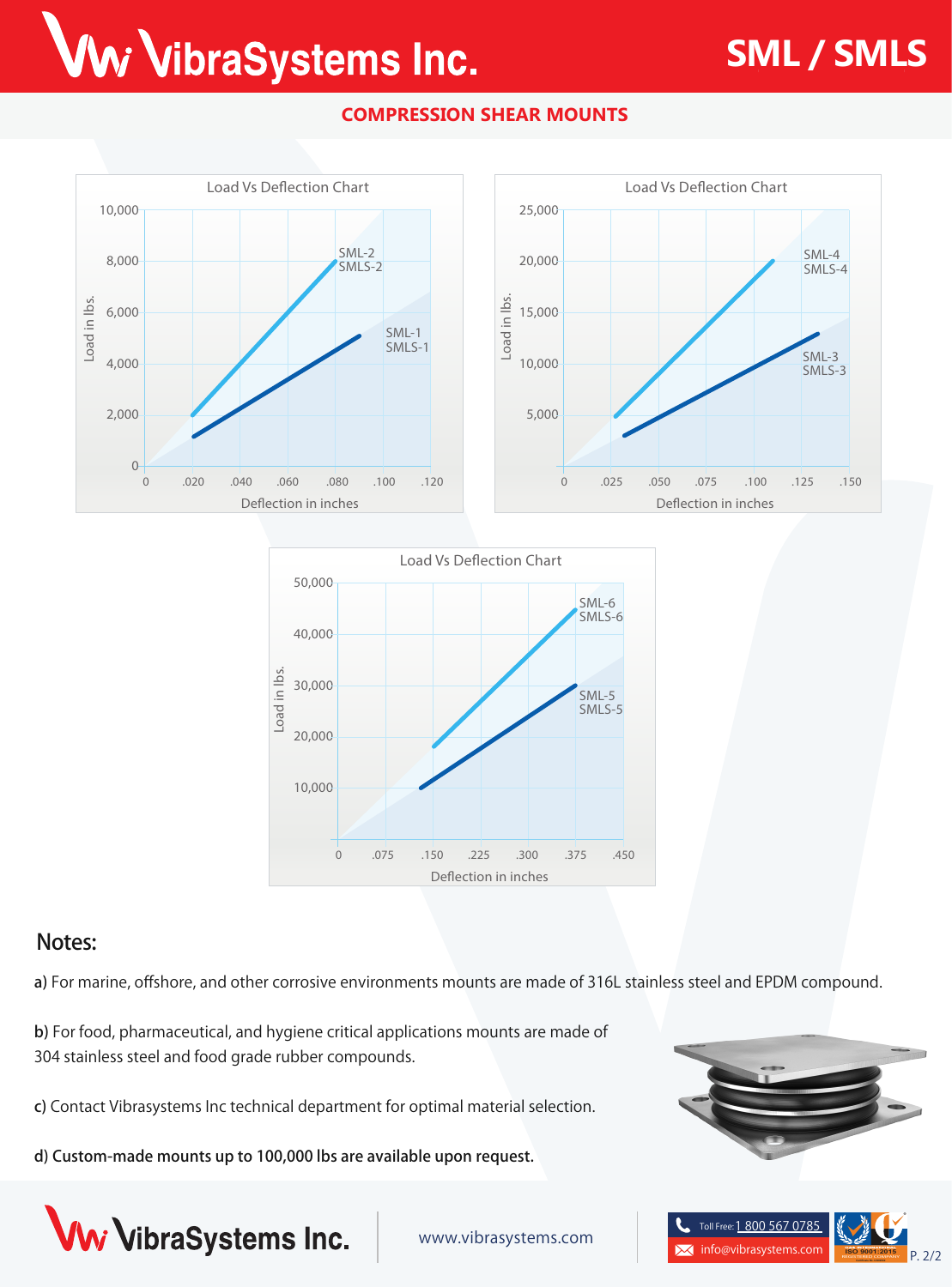# SML / SMLS

## COMPRESSION SHEAR MOUNTS

Load Vs Deflection Chart

Load in lbs.
10,000
8,000
6,000
4,000
2,000
0

Deflection in inches
0 .020 .040 .060 .080 .100 .120

SML-2
SMLS-2

SML-1
SMLS-1

Load Vs Deflection Chart

Load in lbs.
25,000
20,000
15,000
10,000
5,000

Deflection in inches
0 .025 .050 .075 .100 .125 .150

SML-4
SMLS-4

SML-3
SMLS-3

Load Vs Deflection Chart

Load in lbs.
50,000
40,000
30,000
20,000
10,000

Deflection in inches
0 .075 .150 .225 .300 .375 .450

SML-6
SMLS-6

SML-5
SMLS-5

## Notes:

**a)** For marine, offshore, and other corrosive environments mounts are made of 316L stainless steel and EPDM compound.

**b)** For food, pharmaceutical, and hygiene critical applications mounts are made of 304 stainless steel and food grade rubber compounds.

**c)** Contact Vibrasystems Inc technical department for optimal material selection.

**d) Custom-made mounts up to 100,000 lbs are available upon request.**

VibraSystems Inc.

www.vibrasystems.com

Toll Free: 1 800 567 0785

info@vibrasystems.com